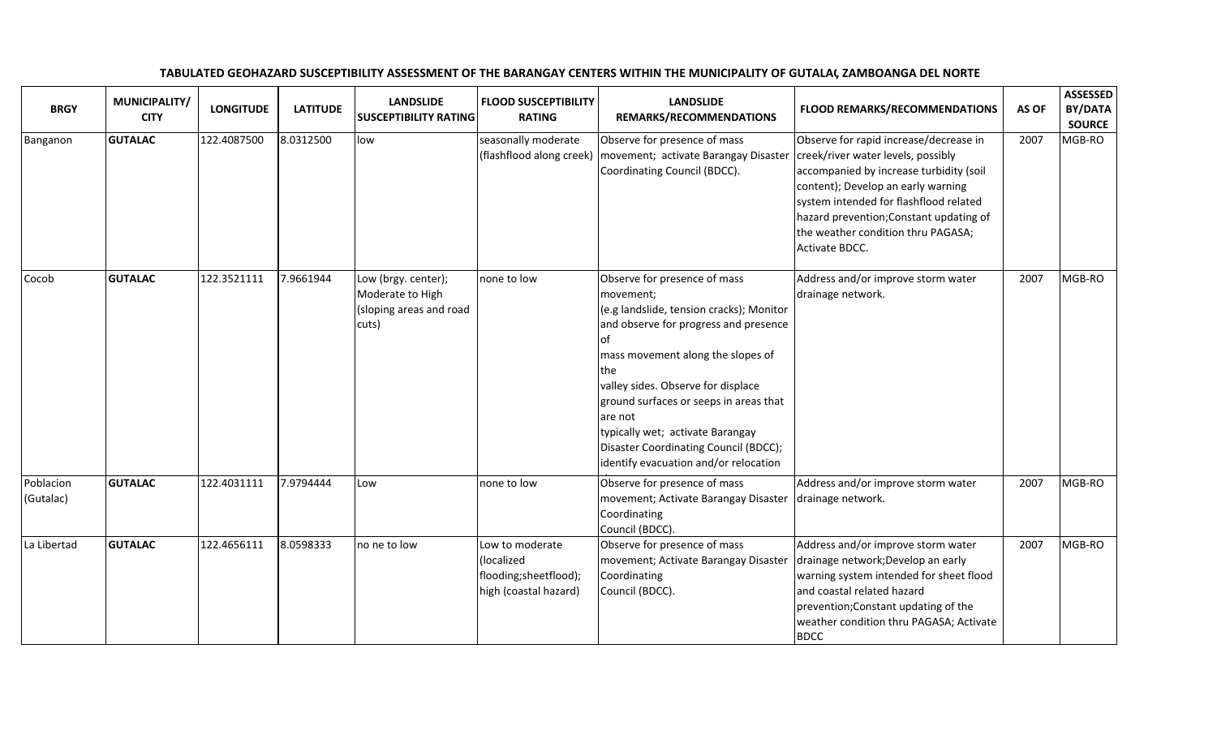**TABULATED GEOHAZARD SUSCEPTIBILITY ASSESSMENT OF THE BARANGAY CENTERS WITHIN THE MUNICIPALITY OF GUTALAC, ZAMBOANGA DEL NORTE**

| BRGY | MUNICIPALITY/ CITY | LONGITUDE | LATITUDE | LANDSLIDE SUSCEPTIBILITY RATING | FLOOD SUSCEPTIBILITY RATING | LANDSLIDE REMARKS/RECOMMENDATIONS | FLOOD REMARKS/RECOMMENDATIONS | AS OF | ASSESSED BY/DATA SOURCE |
|---|---|---|---|---|---|---|---|---|---|
| Banganon | **GUTALAC** | 122.4087500 | 8.0312500 | low | seasonally moderate (flashflood along creek) | Observe for presence of mass movement; activate Barangay Disaster Coordinating Council (BDCC). | Observe for rapid increase/decrease in creek/river water levels, possibly accompanied by increase turbidity (soil content); Develop an early warning system intended for flashflood related hazard prevention;Constant updating of the weather condition thru PAGASA; Activate BDCC. | 2007 | MGB-RO |
| Cocob | **GUTALAC** | 122.3521111 | 7.9661944 | Low (brgy. center); Moderate to High (sloping areas and road cuts) | none to low | Observe for presence of mass movement; (e.g landslide, tension cracks); Monitor and observe for progress and presence of mass movement along the slopes of the valley sides. Observe for displace ground surfaces or seeps in areas that are not typically wet; activate Barangay Disaster Coordinating Council (BDCC); identify evacuation and/or relocation | Address and/or improve storm water drainage network. | 2007 | MGB-RO |
| Poblacion (Gutalac) | **GUTALAC** | 122.4031111 | 7.9794444 | Low | none to low | Observe for presence of mass movement; Activate Barangay Disaster Coordinating Council (BDCC). | Address and/or improve storm water drainage network. | 2007 | MGB-RO |
| La Libertad | **GUTALAC** | 122.4656111 | 8.0598333 | no ne to low | Low to moderate (localized flooding;sheetflood); high (coastal hazard) | Observe for presence of mass movement; Activate Barangay Disaster Coordinating Council (BDCC). | Address and/or improve storm water drainage network;Develop an early warning system intended for sheet flood and coastal related hazard prevention;Constant updating of the weather condition thru PAGASA; Activate BDCC | 2007 | MGB-RO |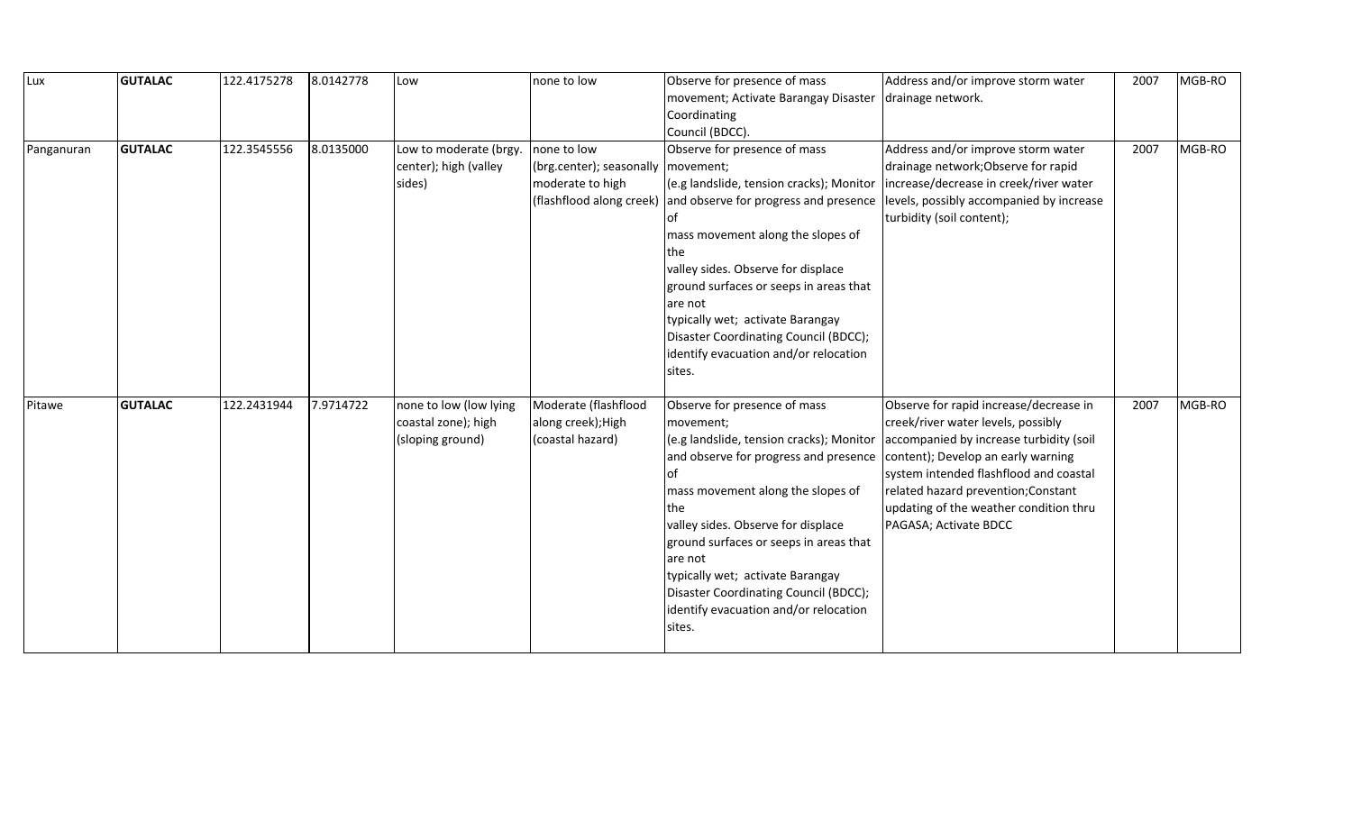| | | | | | | | | | |
|---|---|---|---|---|---|---|---|---|---|
| Lux | **GUTALAC** | 122.4175278 | 8.0142778 | Low | none to low | Observe for presence of mass movement; Activate Barangay Disaster Coordinating Council (BDCC). | Address and/or improve storm water drainage network. | 2007 | MGB-RO |
| Panganuran | **GUTALAC** | 122.3545556 | 8.0135000 | Low to moderate (brgy. center); high (valley sides) | none to low (brg.center); seasonally moderate to high (flashflood along creek) | Observe for presence of mass movement; (e.g landslide, tension cracks); Monitor and observe for progress and presence of mass movement along the slopes of the valley sides. Observe for displace ground surfaces or seeps in areas that are not typically wet; activate Barangay Disaster Coordinating Council (BDCC); identify evacuation and/or relocation sites. | Address and/or improve storm water drainage network;Observe for rapid increase/decrease in creek/river water levels, possibly accompanied by increase turbidity (soil content); | 2007 | MGB-RO |
| Pitawe | **GUTALAC** | 122.2431944 | 7.9714722 | none to low (low lying coastal zone); high (sloping ground) | Moderate (flashflood along creek);High (coastal hazard) | Observe for presence of mass movement; (e.g landslide, tension cracks); Monitor and observe for progress and presence of mass movement along the slopes of the valley sides. Observe for displace ground surfaces or seeps in areas that are not typically wet; activate Barangay Disaster Coordinating Council (BDCC); identify evacuation and/or relocation sites. | Observe for rapid increase/decrease in creek/river water levels, possibly accompanied by increase turbidity (soil content); Develop an early warning system intended flashflood and coastal related hazard prevention;Constant updating of the weather condition thru PAGASA; Activate BDCC | 2007 | MGB-RO |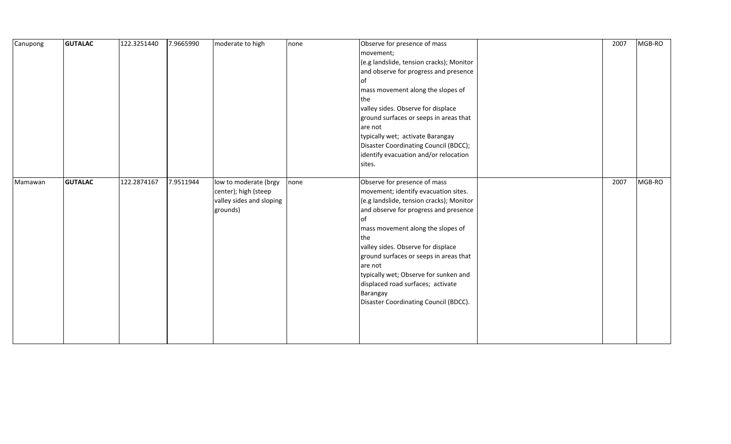| | | | | | | | | | |
|---|---|---|---|---|---|---|---|---|---|
| Canupong | **GUTALAC** | 122.3251440 | 7.9665990 | moderate to high | none | Observe for presence of mass movement; (e.g landslide, tension cracks); Monitor and observe for progress and presence of mass movement along the slopes of the valley sides. Observe for displace ground surfaces or seeps in areas that are not typically wet; activate Barangay Disaster Coordinating Council (BDCC); identify evacuation and/or relocation sites. | | 2007 | MGB-RO |
| Mamawan | **GUTALAC** | 122.2874167 | 7.9511944 | low to moderate (brgy center); high (steep valley sides and sloping grounds) | none | Observe for presence of mass movement; identify evacuation sites. (e.g landslide, tension cracks); Monitor and observe for progress and presence of mass movement along the slopes of the valley sides. Observe for displace ground surfaces or seeps in areas that are not typically wet; Observe for sunken and displaced road surfaces; activate Barangay Disaster Coordinating Council (BDCC). | | 2007 | MGB-RO |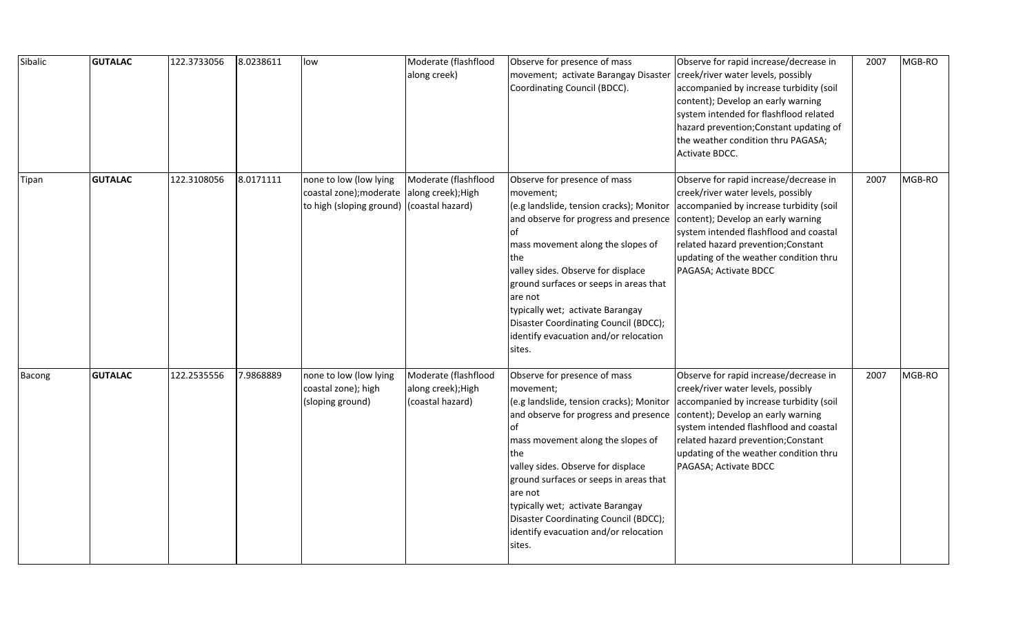| Sibalic | **GUTALAC** | 122.3733056 | 8.0238611 | low | Moderate (flashflood along creek) | Observe for presence of mass movement; activate Barangay Disaster Coordinating Council (BDCC). | Observe for rapid increase/decrease in creek/river water levels, possibly accompanied by increase turbidity (soil content); Develop an early warning system intended for flashflood related hazard prevention;Constant updating of the weather condition thru PAGASA; Activate BDCC. | 2007 | MGB-RO |
|---|---|---|---|---|---|---|---|---|---|
| Tipan | **GUTALAC** | 122.3108056 | 8.0171111 | none to low (low lying coastal zone);moderate to high (sloping ground) | Moderate (flashflood along creek);High (coastal hazard) | Observe for presence of mass movement; (e.g landslide, tension cracks); Monitor and observe for progress and presence of mass movement along the slopes of the valley sides. Observe for displace ground surfaces or seeps in areas that are not typically wet; activate Barangay Disaster Coordinating Council (BDCC); identify evacuation and/or relocation sites. | Observe for rapid increase/decrease in creek/river water levels, possibly accompanied by increase turbidity (soil content); Develop an early warning system intended flashflood and coastal related hazard prevention;Constant updating of the weather condition thru PAGASA; Activate BDCC | 2007 | MGB-RO |
| Bacong | **GUTALAC** | 122.2535556 | 7.9868889 | none to low (low lying coastal zone); high (sloping ground) | Moderate (flashflood along creek);High (coastal hazard) | Observe for presence of mass movement; (e.g landslide, tension cracks); Monitor and observe for progress and presence of mass movement along the slopes of the valley sides. Observe for displace ground surfaces or seeps in areas that are not typically wet; activate Barangay Disaster Coordinating Council (BDCC); identify evacuation and/or relocation sites. | Observe for rapid increase/decrease in creek/river water levels, possibly accompanied by increase turbidity (soil content); Develop an early warning system intended flashflood and coastal related hazard prevention;Constant updating of the weather condition thru PAGASA; Activate BDCC | 2007 | MGB-RO |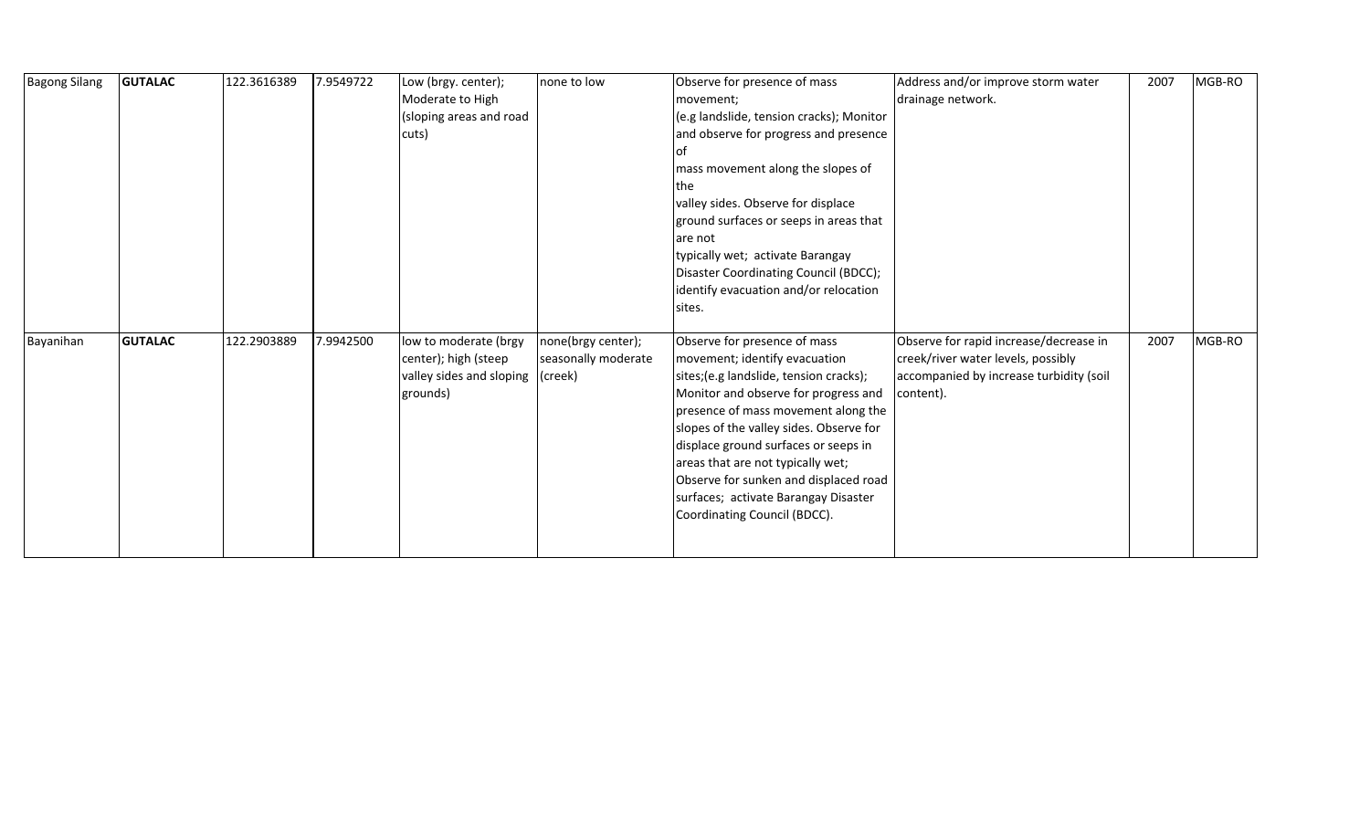| | | | | | | | | | |
|---|---|---|---|---|---|---|---|---|---|
| Bagong Silang | **GUTALAC** | 122.3616389 | 7.9549722 | Low (brgy. center); Moderate to High (sloping areas and road cuts) | none to low | Observe for presence of mass movement; (e.g landslide, tension cracks); Monitor and observe for progress and presence of mass movement along the slopes of the valley sides. Observe for displace ground surfaces or seeps in areas that are not typically wet; activate Barangay Disaster Coordinating Council (BDCC); identify evacuation and/or relocation sites. | Address and/or improve storm water drainage network. | 2007 | MGB-RO |
| Bayanihan | **GUTALAC** | 122.2903889 | 7.9942500 | low to moderate (brgy center); high (steep valley sides and sloping grounds) | none(brgy center); seasonally moderate (creek) | Observe for presence of mass movement; identify evacuation sites;(e.g landslide, tension cracks); Monitor and observe for progress and presence of mass movement along the slopes of the valley sides. Observe for displace ground surfaces or seeps in areas that are not typically wet; Observe for sunken and displaced road surfaces; activate Barangay Disaster Coordinating Council (BDCC). | Observe for rapid increase/decrease in creek/river water levels, possibly accompanied by increase turbidity (soil content). | 2007 | MGB-RO |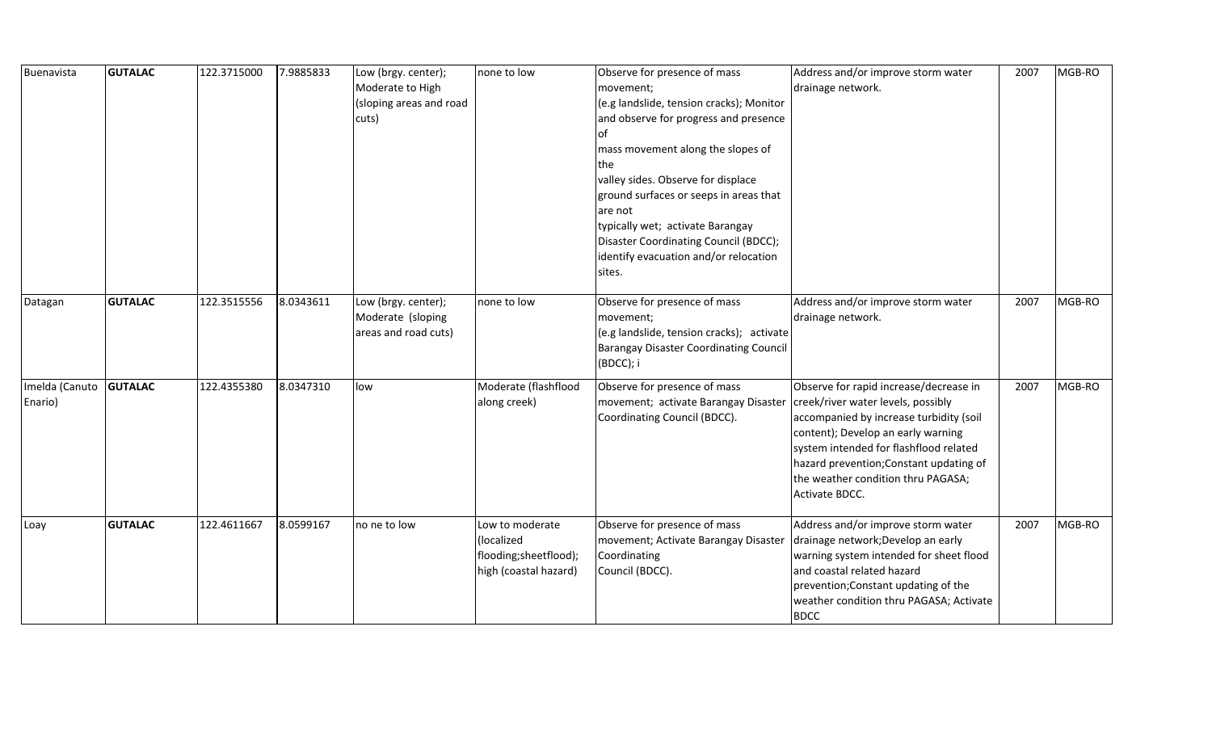| | | | | | | | | | |
|---|---|---|---|---|---|---|---|---|---|
| Buenavista | **GUTALAC** | 122.3715000 | 7.9885833 | Low (brgy. center); Moderate to High (sloping areas and road cuts) | none to low | Observe for presence of mass movement; (e.g landslide, tension cracks); Monitor and observe for progress and presence of mass movement along the slopes of the valley sides. Observe for displace ground surfaces or seeps in areas that are not typically wet; activate Barangay Disaster Coordinating Council (BDCC); identify evacuation and/or relocation sites. | Address and/or improve storm water drainage network. | 2007 | MGB-RO |
| Datagan | **GUTALAC** | 122.3515556 | 8.0343611 | Low (brgy. center); Moderate (sloping areas and road cuts) | none to low | Observe for presence of mass movement; (e.g landslide, tension cracks); activate Barangay Disaster Coordinating Council (BDCC); i | Address and/or improve storm water drainage network. | 2007 | MGB-RO |
| Imelda (Canuto Enario) | **GUTALAC** | 122.4355380 | 8.0347310 | low | Moderate (flashflood along creek) | Observe for presence of mass movement; activate Barangay Disaster Coordinating Council (BDCC). | Observe for rapid increase/decrease in creek/river water levels, possibly accompanied by increase turbidity (soil content); Develop an early warning system intended for flashflood related hazard prevention;Constant updating of the weather condition thru PAGASA; Activate BDCC. | 2007 | MGB-RO |
| Loay | **GUTALAC** | 122.4611667 | 8.0599167 | no ne to low | Low to moderate (localized flooding;sheetflood); high (coastal hazard) | Observe for presence of mass movement; Activate Barangay Disaster Coordinating Council (BDCC). | Address and/or improve storm water drainage network;Develop an early warning system intended for sheet flood and coastal related hazard prevention;Constant updating of the weather condition thru PAGASA; Activate BDCC | 2007 | MGB-RO |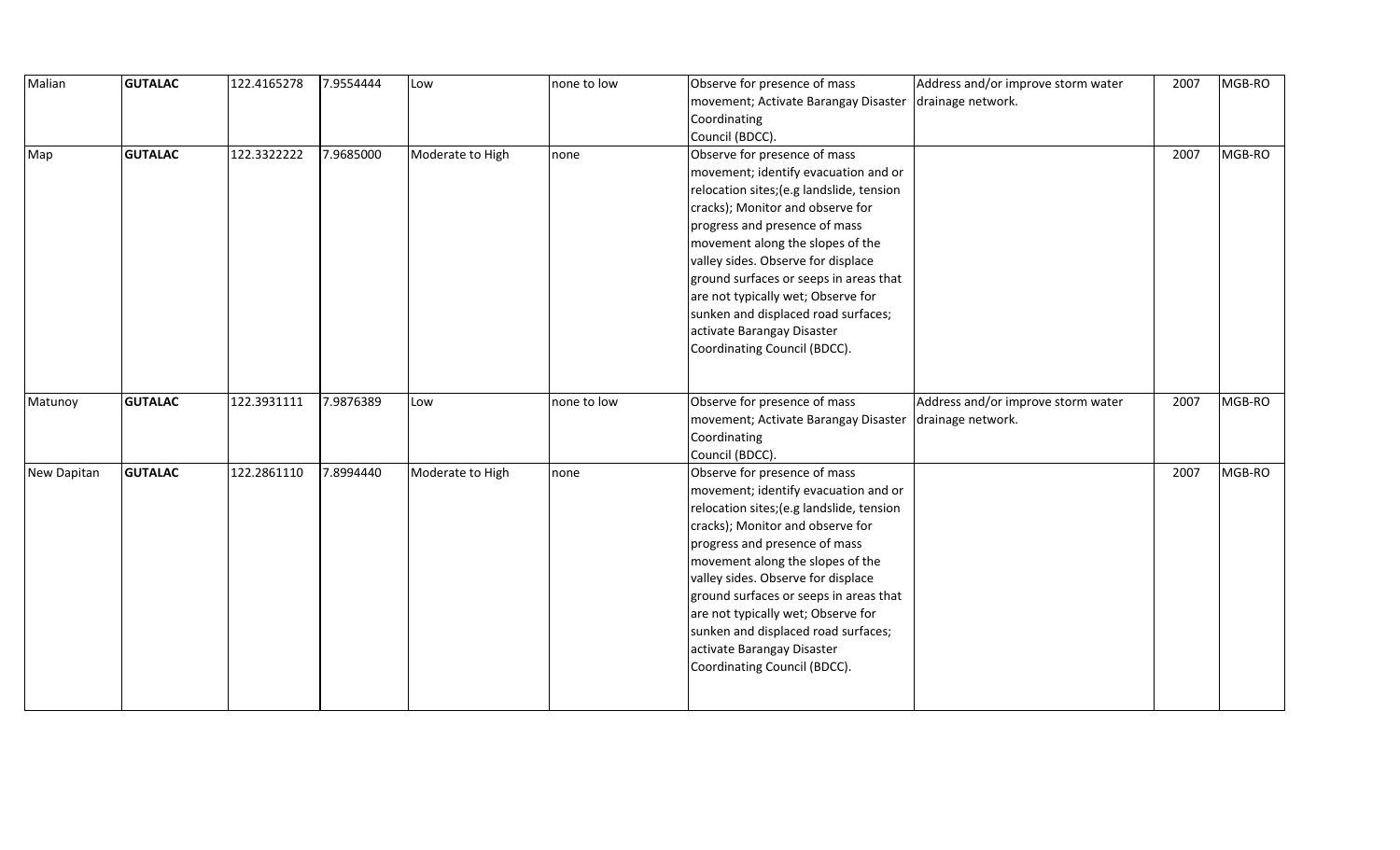| Malian | **GUTALAC** | 122.4165278 | 7.9554444 | Low | none to low | Observe for presence of mass movement; Activate Barangay Disaster Coordinating Council (BDCC). | Address and/or improve storm water drainage network. | 2007 | MGB-RO |
|---|---|---|---|---|---|---|---|---|---|
| Map | **GUTALAC** | 122.3322222 | 7.9685000 | Moderate to High | none | Observe for presence of mass movement; identify evacuation and or relocation sites;(e.g landslide, tension cracks); Monitor and observe for progress and presence of mass movement along the slopes of the valley sides. Observe for displace ground surfaces or seeps in areas that are not typically wet; Observe for sunken and displaced road surfaces; activate Barangay Disaster Coordinating Council (BDCC). | | 2007 | MGB-RO |
| Matunoy | **GUTALAC** | 122.3931111 | 7.9876389 | Low | none to low | Observe for presence of mass movement; Activate Barangay Disaster Coordinating Council (BDCC). | Address and/or improve storm water drainage network. | 2007 | MGB-RO |
| New Dapitan | **GUTALAC** | 122.2861110 | 7.8994440 | Moderate to High | none | Observe for presence of mass movement; identify evacuation and or relocation sites;(e.g landslide, tension cracks); Monitor and observe for progress and presence of mass movement along the slopes of the valley sides. Observe for displace ground surfaces or seeps in areas that are not typically wet; Observe for sunken and displaced road surfaces; activate Barangay Disaster Coordinating Council (BDCC). | | 2007 | MGB-RO |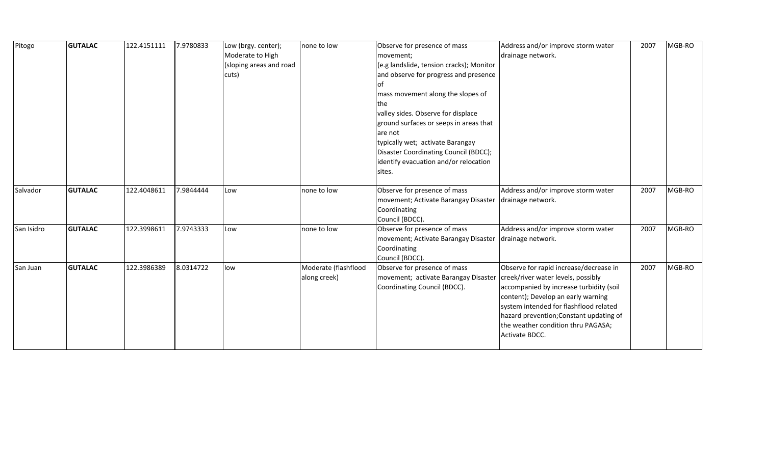| Pitogo | **GUTALAC** | 122.4151111 | 7.9780833 | Low (brgy. center); Moderate to High (sloping areas and road cuts) | none to low | Observe for presence of mass movement; (e.g landslide, tension cracks); Monitor and observe for progress and presence of mass movement along the slopes of the valley sides. Observe for displace ground surfaces or seeps in areas that are not typically wet; activate Barangay Disaster Coordinating Council (BDCC); identify evacuation and/or relocation sites. | Address and/or improve storm water drainage network. | 2007 | MGB-RO |
|---|---|---|---|---|---|---|---|---|---|
| Salvador | **GUTALAC** | 122.4048611 | 7.9844444 | Low | none to low | Observe for presence of mass movement; Activate Barangay Disaster Coordinating Council (BDCC). | Address and/or improve storm water drainage network. | 2007 | MGB-RO |
| San Isidro | **GUTALAC** | 122.3998611 | 7.9743333 | Low | none to low | Observe for presence of mass movement; Activate Barangay Disaster Coordinating Council (BDCC). | Address and/or improve storm water drainage network. | 2007 | MGB-RO |
| San Juan | **GUTALAC** | 122.3986389 | 8.0314722 | low | Moderate (flashflood along creek) | Observe for presence of mass movement; activate Barangay Disaster Coordinating Council (BDCC). | Observe for rapid increase/decrease in creek/river water levels, possibly accompanied by increase turbidity (soil content); Develop an early warning system intended for flashflood related hazard prevention;Constant updating of the weather condition thru PAGASA; Activate BDCC. | 2007 | MGB-RO |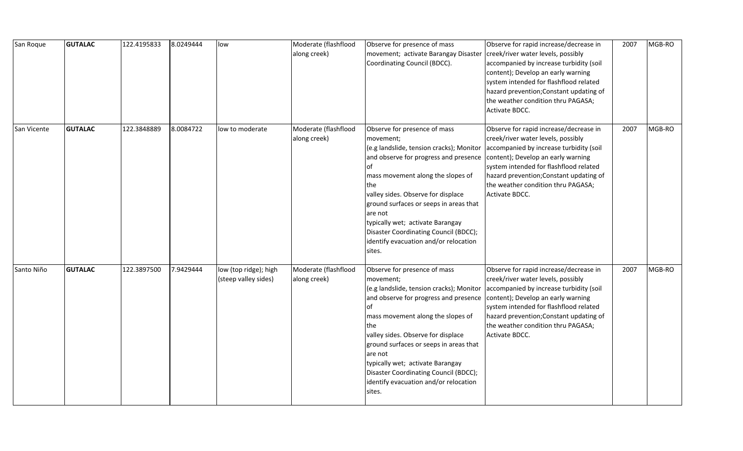| San Roque | **GUTALAC** | 122.4195833 | 8.0249444 | low | Moderate (flashflood along creek) | Observe for presence of mass movement; activate Barangay Disaster Coordinating Council (BDCC). | Observe for rapid increase/decrease in creek/river water levels, possibly accompanied by increase turbidity (soil content); Develop an early warning system intended for flashflood related hazard prevention;Constant updating of the weather condition thru PAGASA; Activate BDCC. | 2007 | MGB-RO |
|---|---|---|---|---|---|---|---|---|---|
| San Vicente | **GUTALAC** | 122.3848889 | 8.0084722 | low to moderate | Moderate (flashflood along creek) | Observe for presence of mass movement; (e.g landslide, tension cracks); Monitor and observe for progress and presence of mass movement along the slopes of the valley sides. Observe for displace ground surfaces or seeps in areas that are not typically wet; activate Barangay Disaster Coordinating Council (BDCC); identify evacuation and/or relocation sites. | Observe for rapid increase/decrease in creek/river water levels, possibly accompanied by increase turbidity (soil content); Develop an early warning system intended for flashflood related hazard prevention;Constant updating of the weather condition thru PAGASA; Activate BDCC. | 2007 | MGB-RO |
| Santo Niño | **GUTALAC** | 122.3897500 | 7.9429444 | low (top ridge); high (steep valley sides) | Moderate (flashflood along creek) | Observe for presence of mass movement; (e.g landslide, tension cracks); Monitor and observe for progress and presence of mass movement along the slopes of the valley sides. Observe for displace ground surfaces or seeps in areas that are not typically wet; activate Barangay Disaster Coordinating Council (BDCC); identify evacuation and/or relocation sites. | Observe for rapid increase/decrease in creek/river water levels, possibly accompanied by increase turbidity (soil content); Develop an early warning system intended for flashflood related hazard prevention;Constant updating of the weather condition thru PAGASA; Activate BDCC. | 2007 | MGB-RO |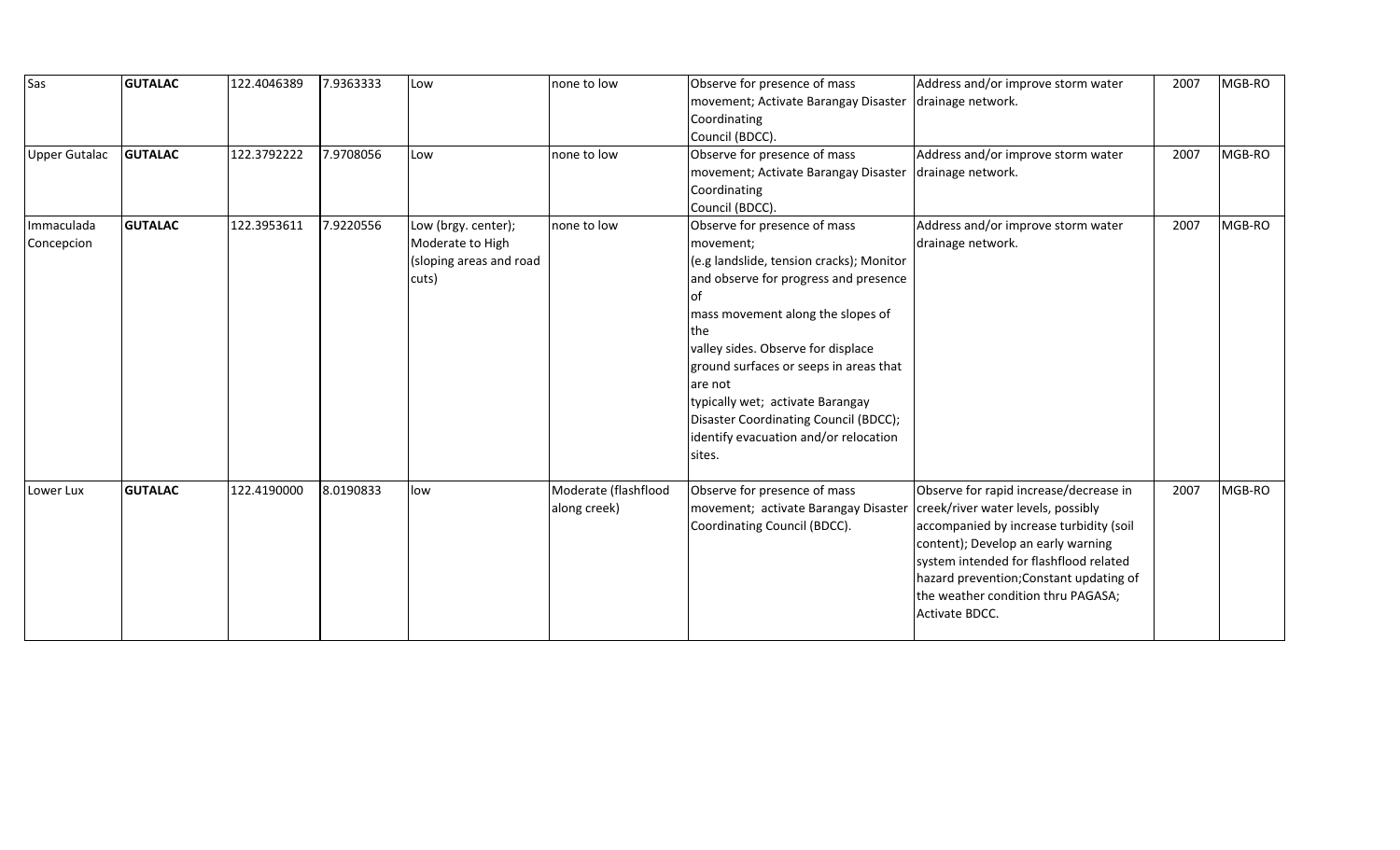| | | | | | | | | | |
|---|---|---|---|---|---|---|---|---|---|
| Sas | **GUTALAC** | 122.4046389 | 7.9363333 | Low | none to low | Observe for presence of mass movement; Activate Barangay Disaster Coordinating Council (BDCC). | Address and/or improve storm water drainage network. | 2007 | MGB-RO |
| Upper Gutalac | **GUTALAC** | 122.3792222 | 7.9708056 | Low | none to low | Observe for presence of mass movement; Activate Barangay Disaster Coordinating Council (BDCC). | Address and/or improve storm water drainage network. | 2007 | MGB-RO |
| Immaculada Concepcion | **GUTALAC** | 122.3953611 | 7.9220556 | Low (brgy. center); Moderate to High (sloping areas and road cuts) | none to low | Observe for presence of mass movement; (e.g landslide, tension cracks); Monitor and observe for progress and presence of mass movement along the slopes of the valley sides. Observe for displace ground surfaces or seeps in areas that are not typically wet; activate Barangay Disaster Coordinating Council (BDCC); identify evacuation and/or relocation sites. | Address and/or improve storm water drainage network. | 2007 | MGB-RO |
| Lower Lux | **GUTALAC** | 122.4190000 | 8.0190833 | low | Moderate (flashflood along creek) | Observe for presence of mass movement; activate Barangay Disaster Coordinating Council (BDCC). | Observe for rapid increase/decrease in creek/river water levels, possibly accompanied by increase turbidity (soil content); Develop an early warning system intended for flashflood related hazard prevention;Constant updating of the weather condition thru PAGASA; Activate BDCC. | 2007 | MGB-RO |